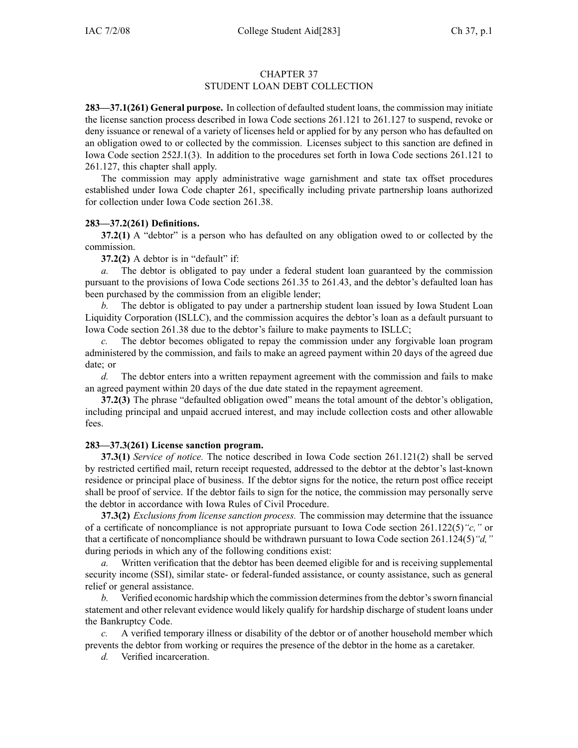# CHAPTER 37
# STUDENT LOAN DEBT COLLECTION

**283—37.1(261) General purpose.** In collection of defaulted student loans, the commission may initiate the license sanction process described in Iowa Code sections 261.121 to 261.127 to suspend, revoke or deny issuance or renewal of a variety of licenses held or applied for by any person who has defaulted on an obligation owed to or collected by the commission. Licenses subject to this sanction are defined in Iowa Code section 252J.1(3). In addition to the procedures set forth in Iowa Code sections 261.121 to 261.127, this chapter shall apply.

The commission may apply administrative wage garnishment and state tax offset procedures established under Iowa Code chapter 261, specifically including private partnership loans authorized for collection under Iowa Code section 261.38.

**283—37.2(261) Definitions.**

**37.2(1)** A "debtor" is a person who has defaulted on any obligation owed to or collected by the commission.

**37.2(2)** A debtor is in "default" if:

*a.* The debtor is obligated to pay under a federal student loan guaranteed by the commission pursuant to the provisions of Iowa Code sections 261.35 to 261.43, and the debtor's defaulted loan has been purchased by the commission from an eligible lender;

*b.* The debtor is obligated to pay under a partnership student loan issued by Iowa Student Loan Liquidity Corporation (ISLLC), and the commission acquires the debtor's loan as a default pursuant to Iowa Code section 261.38 due to the debtor's failure to make payments to ISLLC;

*c.* The debtor becomes obligated to repay the commission under any forgivable loan program administered by the commission, and fails to make an agreed payment within 20 days of the agreed due date; or

*d.* The debtor enters into a written repayment agreement with the commission and fails to make an agreed payment within 20 days of the due date stated in the repayment agreement.

**37.2(3)** The phrase "defaulted obligation owed" means the total amount of the debtor's obligation, including principal and unpaid accrued interest, and may include collection costs and other allowable fees.

**283—37.3(261) License sanction program.**

**37.3(1)** *Service of notice.* The notice described in Iowa Code section 261.121(2) shall be served by restricted certified mail, return receipt requested, addressed to the debtor at the debtor's last-known residence or principal place of business. If the debtor signs for the notice, the return post office receipt shall be proof of service. If the debtor fails to sign for the notice, the commission may personally serve the debtor in accordance with Iowa Rules of Civil Procedure.

**37.3(2)** *Exclusions from license sanction process.* The commission may determine that the issuance of a certificate of noncompliance is not appropriate pursuant to Iowa Code section 261.122(5)*"c,"* or that a certificate of noncompliance should be withdrawn pursuant to Iowa Code section 261.124(5)*"d,"* during periods in which any of the following conditions exist:

*a.* Written verification that the debtor has been deemed eligible for and is receiving supplemental security income (SSI), similar state- or federal-funded assistance, or county assistance, such as general relief or general assistance.

*b.* Verified economic hardship which the commission determines from the debtor's sworn financial statement and other relevant evidence would likely qualify for hardship discharge of student loans under the Bankruptcy Code.

*c.* A verified temporary illness or disability of the debtor or of another household member which prevents the debtor from working or requires the presence of the debtor in the home as a caretaker.

*d.* Verified incarceration.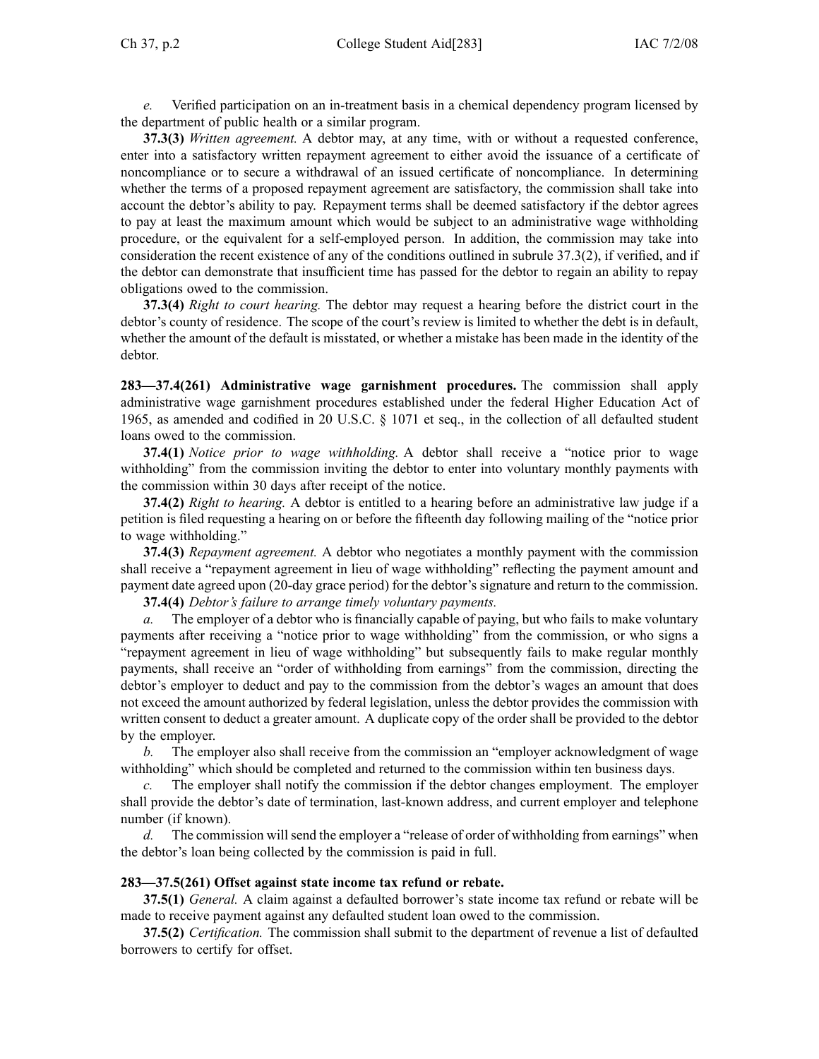*e.* Verified participation on an in-treatment basis in a chemical dependency program licensed by the department of public health or a similar program.

**37.3(3)** *Written agreement.* A debtor may, at any time, with or without a requested conference, enter into a satisfactory written repayment agreement to either avoid the issuance of a certificate of noncompliance or to secure a withdrawal of an issued certificate of noncompliance. In determining whether the terms of a proposed repayment agreement are satisfactory, the commission shall take into account the debtor's ability to pay. Repayment terms shall be deemed satisfactory if the debtor agrees to pay at least the maximum amount which would be subject to an administrative wage withholding procedure, or the equivalent for a self-employed person. In addition, the commission may take into consideration the recent existence of any of the conditions outlined in subrule 37.3(2), if verified, and if the debtor can demonstrate that insufficient time has passed for the debtor to regain an ability to repay obligations owed to the commission.

**37.3(4)** *Right to court hearing.* The debtor may request a hearing before the district court in the debtor's county of residence. The scope of the court's review is limited to whether the debt is in default, whether the amount of the default is misstated, or whether a mistake has been made in the identity of the debtor.

**283—37.4(261) Administrative wage garnishment procedures.** The commission shall apply administrative wage garnishment procedures established under the federal Higher Education Act of 1965, as amended and codified in 20 U.S.C. § 1071 et seq., in the collection of all defaulted student loans owed to the commission.

**37.4(1)** *Notice prior to wage withholding.* A debtor shall receive a "notice prior to wage withholding" from the commission inviting the debtor to enter into voluntary monthly payments with the commission within 30 days after receipt of the notice.

**37.4(2)** *Right to hearing.* A debtor is entitled to a hearing before an administrative law judge if a petition is filed requesting a hearing on or before the fifteenth day following mailing of the "notice prior to wage withholding."

**37.4(3)** *Repayment agreement.* A debtor who negotiates a monthly payment with the commission shall receive a "repayment agreement in lieu of wage withholding" reflecting the payment amount and payment date agreed upon (20-day grace period) for the debtor's signature and return to the commission.

**37.4(4)** *Debtor's failure to arrange timely voluntary payments.*

*a.* The employer of a debtor who is financially capable of paying, but who fails to make voluntary payments after receiving a "notice prior to wage withholding" from the commission, or who signs a "repayment agreement in lieu of wage withholding" but subsequently fails to make regular monthly payments, shall receive an "order of withholding from earnings" from the commission, directing the debtor's employer to deduct and pay to the commission from the debtor's wages an amount that does not exceed the amount authorized by federal legislation, unless the debtor provides the commission with written consent to deduct a greater amount. A duplicate copy of the order shall be provided to the debtor by the employer.

*b.* The employer also shall receive from the commission an "employer acknowledgment of wage withholding" which should be completed and returned to the commission within ten business days.

*c.* The employer shall notify the commission if the debtor changes employment. The employer shall provide the debtor's date of termination, last-known address, and current employer and telephone number (if known).

*d.* The commission will send the employer a "release of order of withholding from earnings" when the debtor's loan being collected by the commission is paid in full.

**283—37.5(261) Offset against state income tax refund or rebate.**

**37.5(1)** *General.* A claim against a defaulted borrower's state income tax refund or rebate will be made to receive payment against any defaulted student loan owed to the commission.

**37.5(2)** *Certification.* The commission shall submit to the department of revenue a list of defaulted borrowers to certify for offset.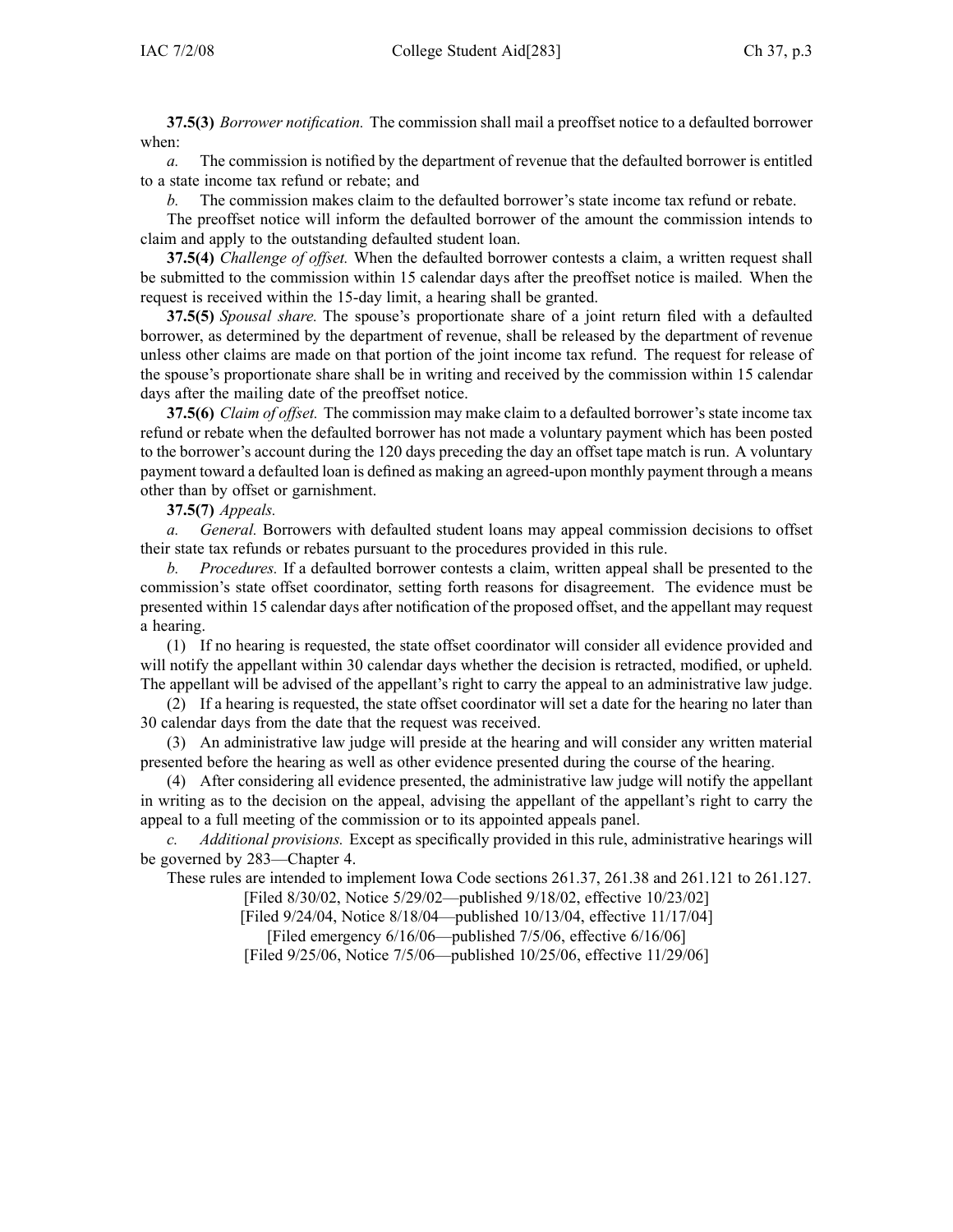**37.5(3)** *Borrower notification.* The commission shall mail a preoffset notice to a defaulted borrower when:

*a.* The commission is notified by the department of revenue that the defaulted borrower is entitled to a state income tax refund or rebate; and

*b.* The commission makes claim to the defaulted borrower's state income tax refund or rebate.

The preoffset notice will inform the defaulted borrower of the amount the commission intends to claim and apply to the outstanding defaulted student loan.

**37.5(4)** *Challenge of offset.* When the defaulted borrower contests a claim, a written request shall be submitted to the commission within 15 calendar days after the preoffset notice is mailed. When the request is received within the 15-day limit, a hearing shall be granted.

**37.5(5)** *Spousal share.* The spouse's proportionate share of a joint return filed with a defaulted borrower, as determined by the department of revenue, shall be released by the department of revenue unless other claims are made on that portion of the joint income tax refund. The request for release of the spouse's proportionate share shall be in writing and received by the commission within 15 calendar days after the mailing date of the preoffset notice.

**37.5(6)** *Claim of offset.* The commission may make claim to a defaulted borrower's state income tax refund or rebate when the defaulted borrower has not made a voluntary payment which has been posted to the borrower's account during the 120 days preceding the day an offset tape match is run. A voluntary payment toward a defaulted loan is defined as making an agreed-upon monthly payment through a means other than by offset or garnishment.

**37.5(7)** *Appeals.*

*a.* *General.* Borrowers with defaulted student loans may appeal commission decisions to offset their state tax refunds or rebates pursuant to the procedures provided in this rule.

*b.* *Procedures.* If a defaulted borrower contests a claim, written appeal shall be presented to the commission's state offset coordinator, setting forth reasons for disagreement. The evidence must be presented within 15 calendar days after notification of the proposed offset, and the appellant may request a hearing.

(1) If no hearing is requested, the state offset coordinator will consider all evidence provided and will notify the appellant within 30 calendar days whether the decision is retracted, modified, or upheld. The appellant will be advised of the appellant's right to carry the appeal to an administrative law judge.

(2) If a hearing is requested, the state offset coordinator will set a date for the hearing no later than 30 calendar days from the date that the request was received.

(3) An administrative law judge will preside at the hearing and will consider any written material presented before the hearing as well as other evidence presented during the course of the hearing.

(4) After considering all evidence presented, the administrative law judge will notify the appellant in writing as to the decision on the appeal, advising the appellant of the appellant's right to carry the appeal to a full meeting of the commission or to its appointed appeals panel.

*c.* *Additional provisions.* Except as specifically provided in this rule, administrative hearings will be governed by 283—Chapter 4.

These rules are intended to implement Iowa Code sections 261.37, 261.38 and 261.121 to 261.127.

[Filed 8/30/02, Notice 5/29/02—published 9/18/02, effective 10/23/02]

[Filed 9/24/04, Notice 8/18/04—published 10/13/04, effective 11/17/04]

[Filed emergency 6/16/06—published 7/5/06, effective 6/16/06]

[Filed 9/25/06, Notice 7/5/06—published 10/25/06, effective 11/29/06]